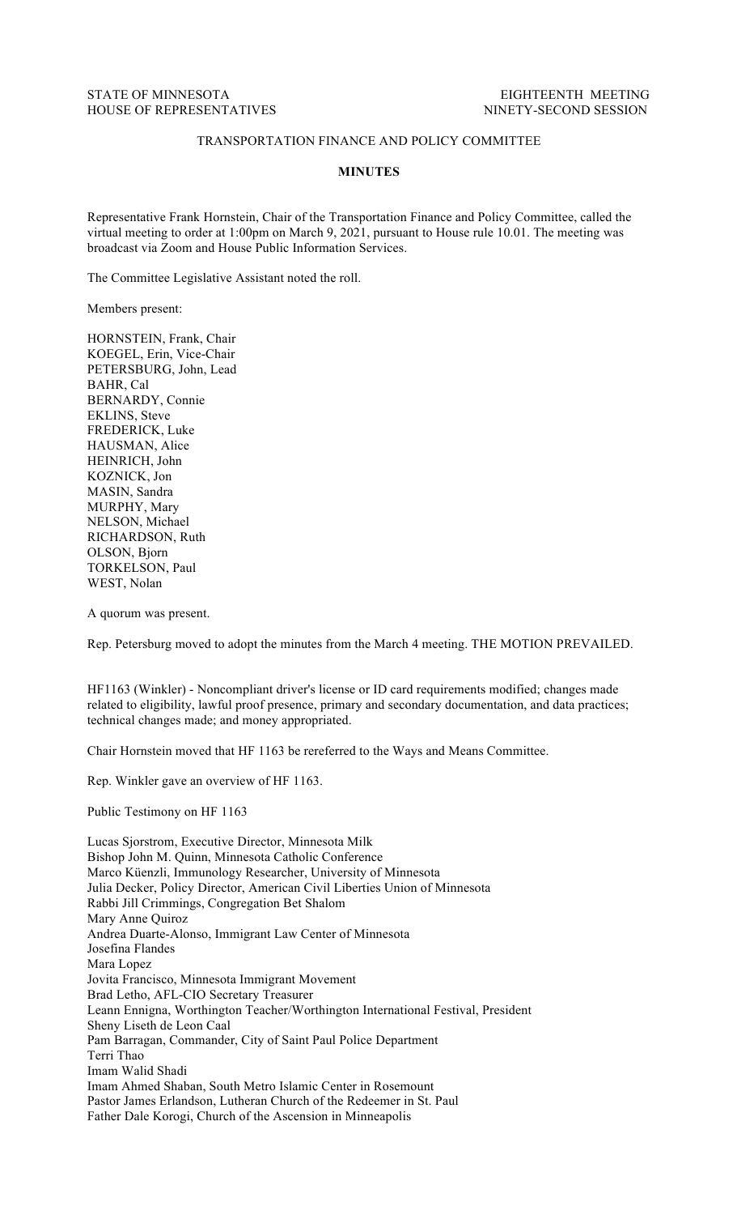STATE OF MINNESOTA
HOUSE OF REPRESENTATIVES

EIGHTEENTH MEETING
NINETY-SECOND SESSION

TRANSPORTATION FINANCE AND POLICY COMMITTEE

**MINUTES**

Representative Frank Hornstein, Chair of the Transportation Finance and Policy Committee, called the virtual meeting to order at 1:00pm on March 9, 2021, pursuant to House rule 10.01. The meeting was broadcast via Zoom and House Public Information Services.

The Committee Legislative Assistant noted the roll.

Members present:

HORNSTEIN, Frank, Chair
KOEGEL, Erin, Vice-Chair
PETERSBURG, John, Lead
BAHR, Cal
BERNARDY, Connie
EKLINS, Steve
FREDERICK, Luke
HAUSMAN, Alice
HEINRICH, John
KOZNICK, Jon
MASIN, Sandra
MURPHY, Mary
NELSON, Michael
RICHARDSON, Ruth
OLSON, Bjorn
TORKELSON, Paul
WEST, Nolan

A quorum was present.

Rep. Petersburg moved to adopt the minutes from the March 4 meeting. THE MOTION PREVAILED.

HF1163 (Winkler) - Noncompliant driver's license or ID card requirements modified; changes made related to eligibility, lawful proof presence, primary and secondary documentation, and data practices; technical changes made; and money appropriated.

Chair Hornstein moved that HF 1163 be rereferred to the Ways and Means Committee.

Rep. Winkler gave an overview of HF 1163.

Public Testimony on HF 1163

Lucas Sjorstrom, Executive Director, Minnesota Milk
Bishop John M. Quinn, Minnesota Catholic Conference
Marco Küenzli, Immunology Researcher, University of Minnesota
Julia Decker, Policy Director, American Civil Liberties Union of Minnesota
Rabbi Jill Crimmings, Congregation Bet Shalom
Mary Anne Quiroz
Andrea Duarte-Alonso, Immigrant Law Center of Minnesota
Josefina Flandes
Mara Lopez
Jovita Francisco, Minnesota Immigrant Movement
Brad Letho, AFL-CIO Secretary Treasurer
Leann Ennigna, Worthington Teacher/Worthington International Festival, President
Sheny Liseth de Leon Caal
Pam Barragan, Commander, City of Saint Paul Police Department
Terri Thao
Imam Walid Shadi
Imam Ahmed Shaban, South Metro Islamic Center in Rosemount
Pastor James Erlandson, Lutheran Church of the Redeemer in St. Paul
Father Dale Korogi, Church of the Ascension in Minneapolis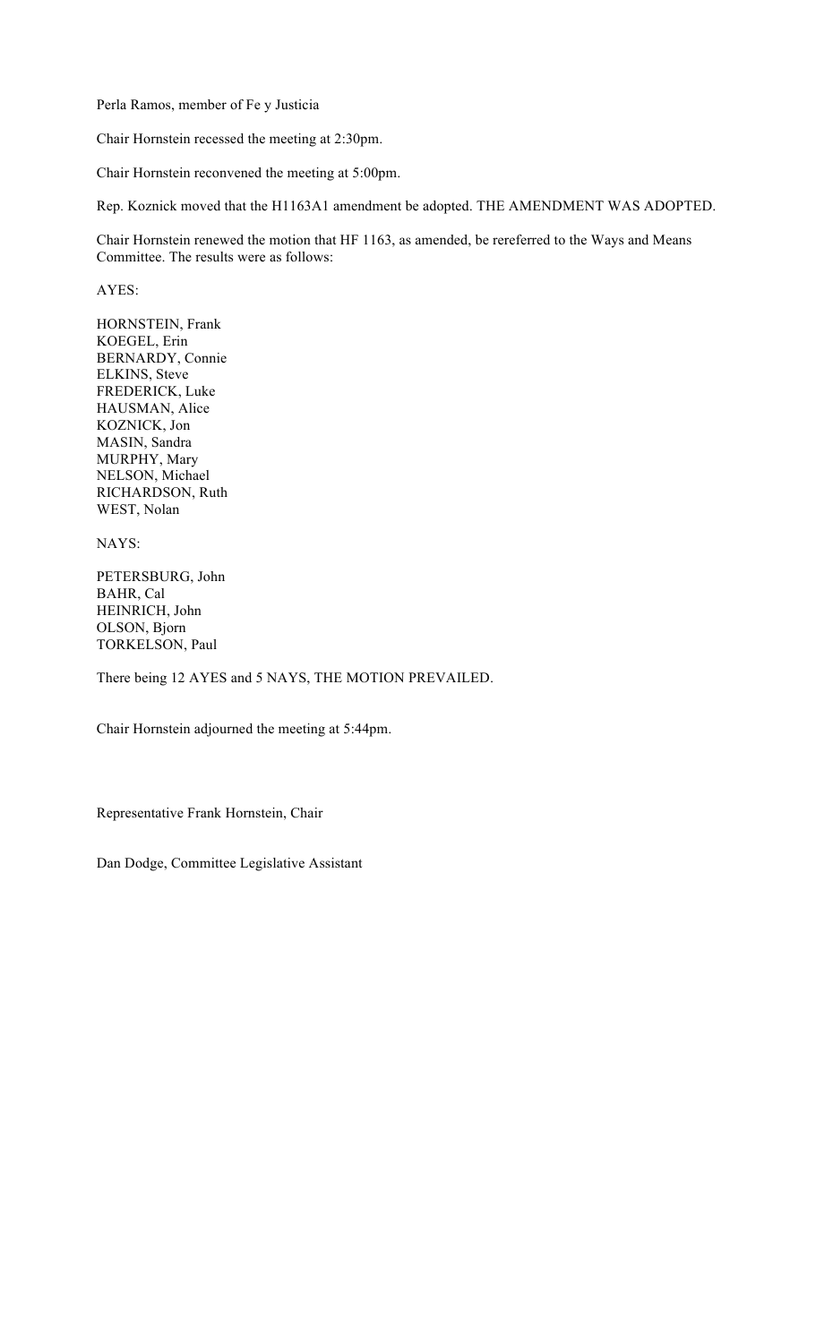Perla Ramos, member of Fe y Justicia

Chair Hornstein recessed the meeting at 2:30pm.

Chair Hornstein reconvened the meeting at 5:00pm.

Rep. Koznick moved that the H1163A1 amendment be adopted. THE AMENDMENT WAS ADOPTED.

Chair Hornstein renewed the motion that HF 1163, as amended, be rereferred to the Ways and Means Committee. The results were as follows:

AYES:

HORNSTEIN, Frank
KOEGEL, Erin
BERNARDY, Connie
ELKINS, Steve
FREDERICK, Luke
HAUSMAN, Alice
KOZNICK, Jon
MASIN, Sandra
MURPHY, Mary
NELSON, Michael
RICHARDSON, Ruth
WEST, Nolan

NAYS:

PETERSBURG, John
BAHR, Cal
HEINRICH, John
OLSON, Bjorn
TORKELSON, Paul

There being 12 AYES and 5 NAYS, THE MOTION PREVAILED.

Chair Hornstein adjourned the meeting at 5:44pm.

Representative Frank Hornstein, Chair

Dan Dodge, Committee Legislative Assistant